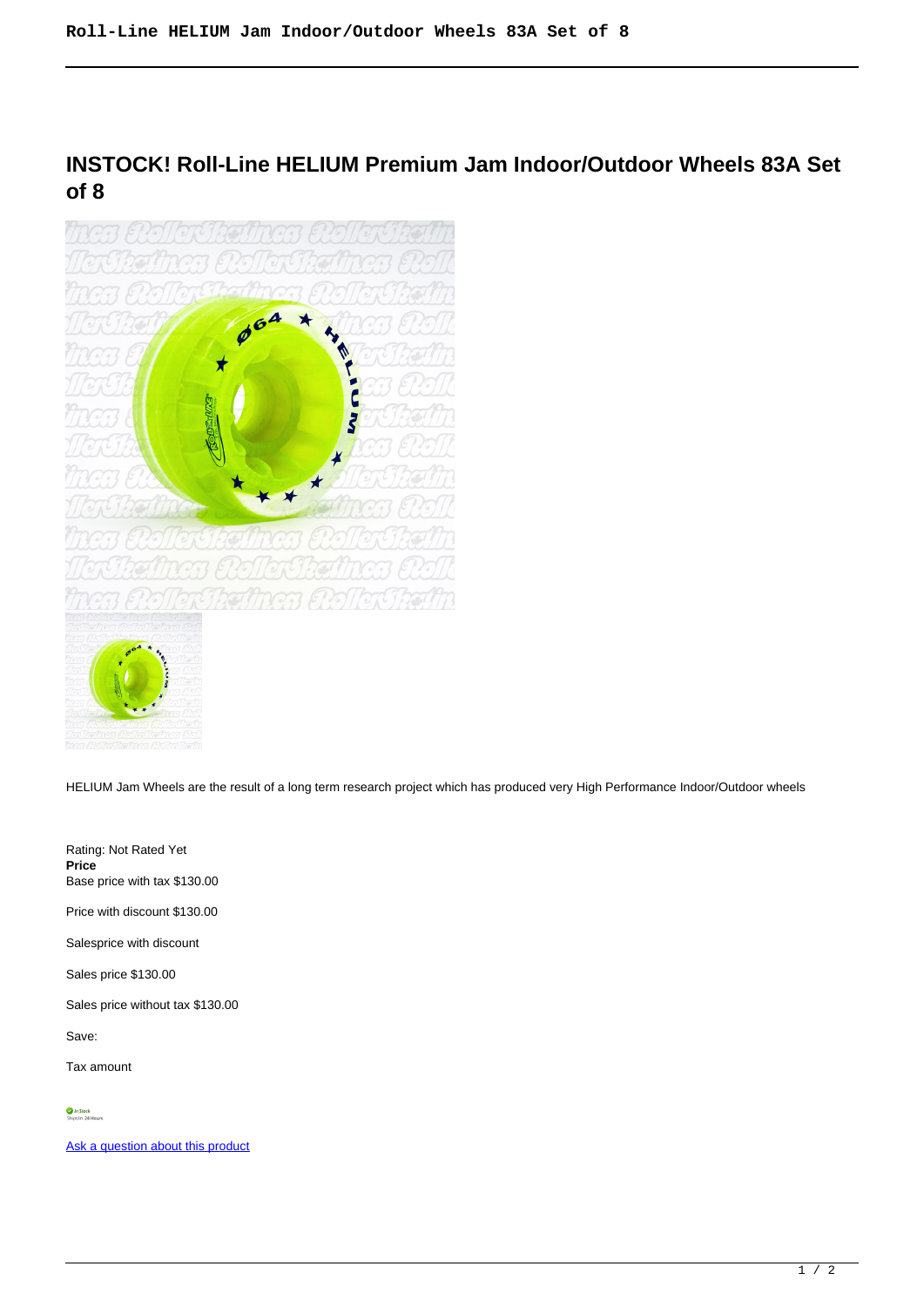# INSTOCK! Roll-Line HELIUM Premium Jam Indoor/Outdoor Wheels 83A Set of 8

HELIUM Jam Wheels are the result of a long term research project which has produced very High Performance Indoor/Outdoor wheels

Rating: Not Rated Yet

**Price**

Base price with tax $130.00

Price with discount $130.00

Salesprice with discount

Sales price $130.00

Sales price without tax $130.00

Save:

Tax amount

Ask a question about this product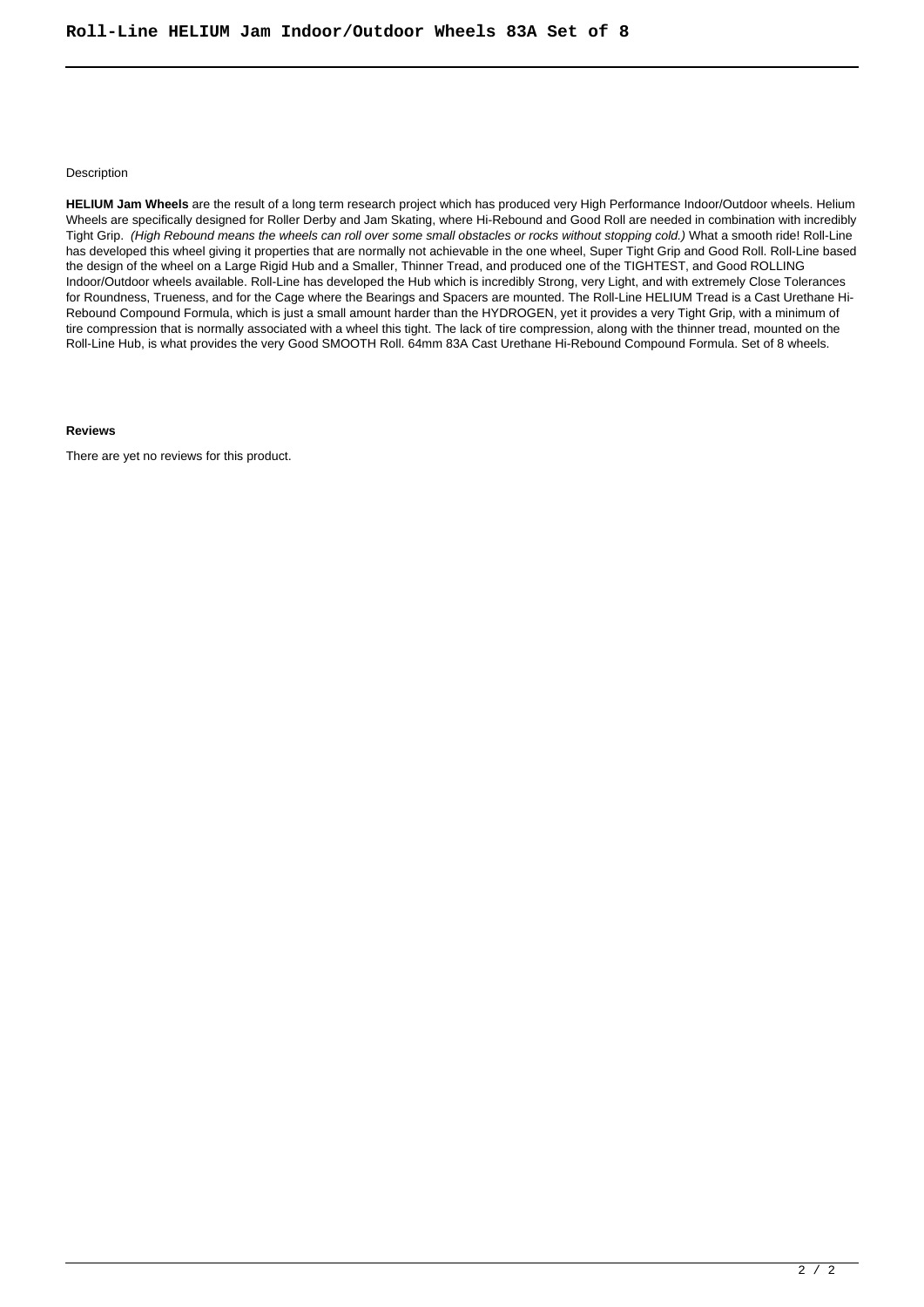# Roll-Line HELIUM Jam Indoor/Outdoor Wheels 83A Set of 8

Description

**HELIUM Jam Wheels** are the result of a long term research project which has produced very High Performance Indoor/Outdoor wheels. Helium Wheels are specifically designed for Roller Derby and Jam Skating, where Hi-Rebound and Good Roll are needed in combination with incredibly Tight Grip. *(High Rebound means the wheels can roll over some small obstacles or rocks without stopping cold.)* What a smooth ride! Roll-Line has developed this wheel giving it properties that are normally not achievable in the one wheel, Super Tight Grip and Good Roll. Roll-Line based the design of the wheel on a Large Rigid Hub and a Smaller, Thinner Tread, and produced one of the TIGHTEST, and Good ROLLING Indoor/Outdoor wheels available. Roll-Line has developed the Hub which is incredibly Strong, very Light, and with extremely Close Tolerances for Roundness, Trueness, and for the Cage where the Bearings and Spacers are mounted. The Roll-Line HELIUM Tread is a Cast Urethane Hi-Rebound Compound Formula, which is just a small amount harder than the HYDROGEN, yet it provides a very Tight Grip, with a minimum of tire compression that is normally associated with a wheel this tight. The lack of tire compression, along with the thinner tread, mounted on the Roll-Line Hub, is what provides the very Good SMOOTH Roll. 64mm 83A Cast Urethane Hi-Rebound Compound Formula. Set of 8 wheels.

**Reviews**

There are yet no reviews for this product.